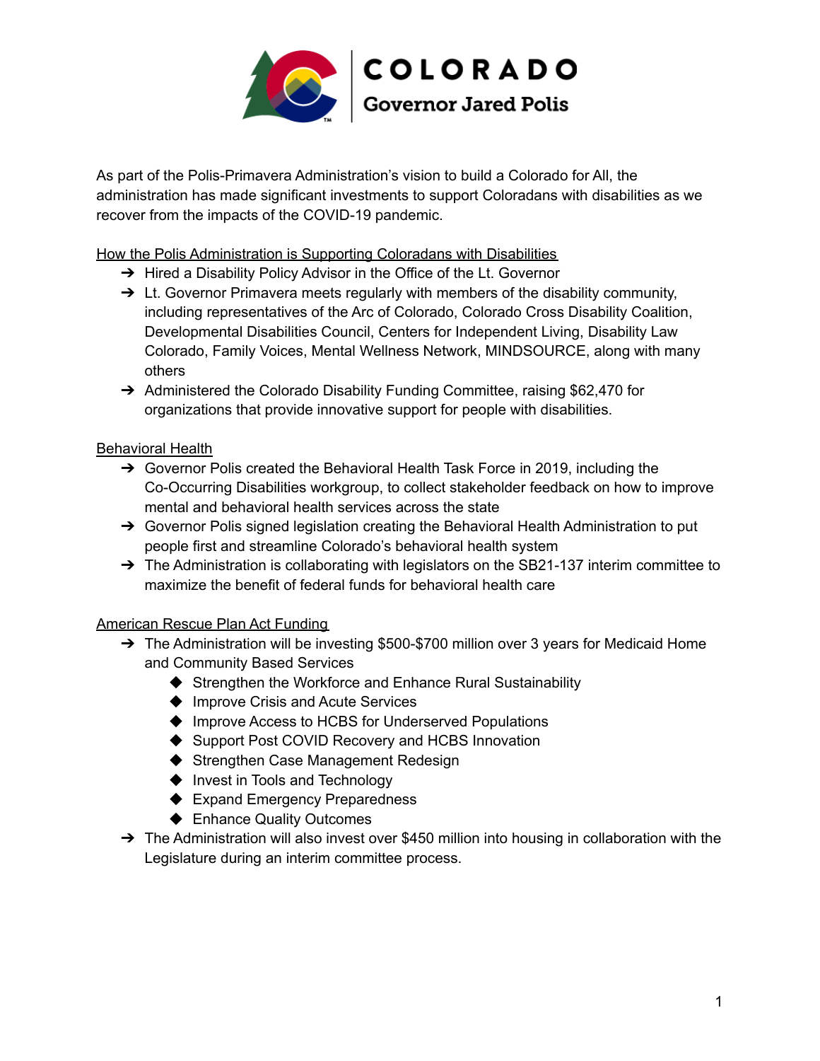COLORADO
Governor Jared Polis

As part of the Polis-Primavera Administration's vision to build a Colorado for All, the administration has made significant investments to support Coloradans with disabilities as we recover from the impacts of the COVID-19 pandemic.

## How the Polis Administration is Supporting Coloradans with Disabilities

- Hired a Disability Policy Advisor in the Office of the Lt. Governor
- Lt. Governor Primavera meets regularly with members of the disability community, including representatives of the Arc of Colorado, Colorado Cross Disability Coalition, Developmental Disabilities Council, Centers for Independent Living, Disability Law Colorado, Family Voices, Mental Wellness Network, MINDSOURCE, along with many others
- Administered the Colorado Disability Funding Committee, raising $62,470 for organizations that provide innovative support for people with disabilities.

## Behavioral Health

- Governor Polis created the Behavioral Health Task Force in 2019, including the Co-Occurring Disabilities workgroup, to collect stakeholder feedback on how to improve mental and behavioral health services across the state
- Governor Polis signed legislation creating the Behavioral Health Administration to put people first and streamline Colorado's behavioral health system
- The Administration is collaborating with legislators on the SB21-137 interim committee to maximize the benefit of federal funds for behavioral health care

## American Rescue Plan Act Funding

- The Administration will be investing $500-$700 million over 3 years for Medicaid Home and Community Based Services
  - Strengthen the Workforce and Enhance Rural Sustainability
  - Improve Crisis and Acute Services
  - Improve Access to HCBS for Underserved Populations
  - Support Post COVID Recovery and HCBS Innovation
  - Strengthen Case Management Redesign
  - Invest in Tools and Technology
  - Expand Emergency Preparedness
  - Enhance Quality Outcomes
- The Administration will also invest over $450 million into housing in collaboration with the Legislature during an interim committee process.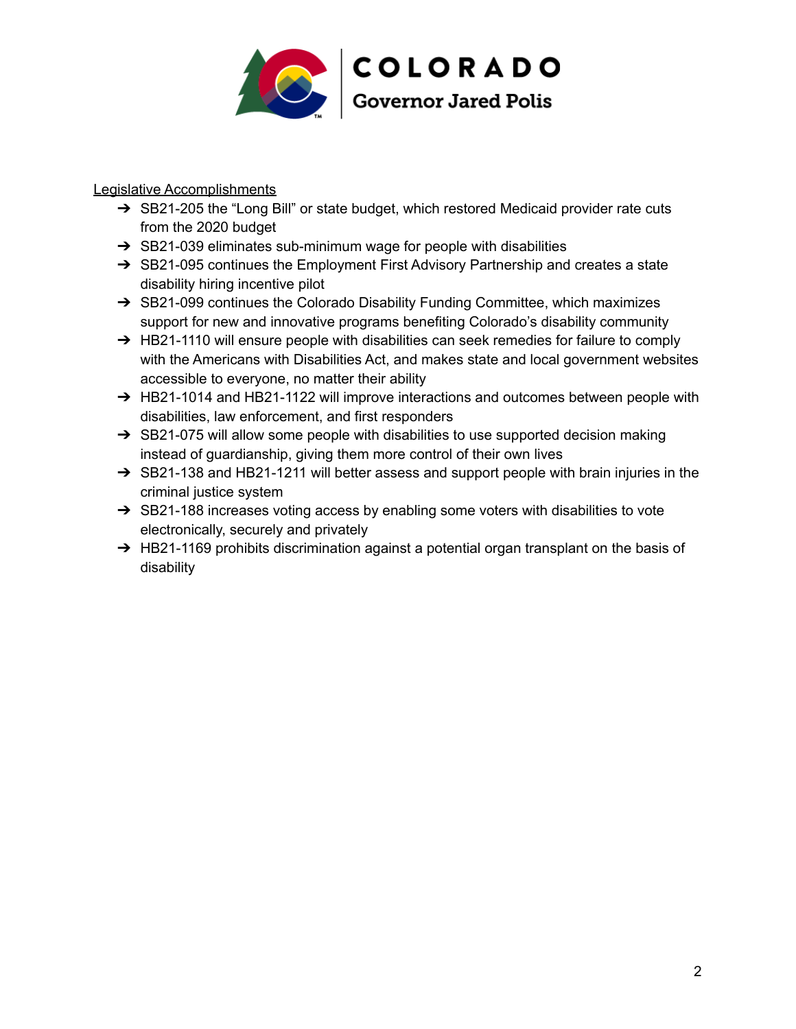Legislative Accomplishments

- SB21-205 the “Long Bill” or state budget, which restored Medicaid provider rate cuts from the 2020 budget
- SB21-039 eliminates sub-minimum wage for people with disabilities
- SB21-095 continues the Employment First Advisory Partnership and creates a state disability hiring incentive pilot
- SB21-099 continues the Colorado Disability Funding Committee, which maximizes support for new and innovative programs benefiting Colorado’s disability community
- HB21-1110 will ensure people with disabilities can seek remedies for failure to comply with the Americans with Disabilities Act, and makes state and local government websites accessible to everyone, no matter their ability
- HB21-1014 and HB21-1122 will improve interactions and outcomes between people with disabilities, law enforcement, and first responders
- SB21-075 will allow some people with disabilities to use supported decision making instead of guardianship, giving them more control of their own lives
- SB21-138 and HB21-1211 will better assess and support people with brain injuries in the criminal justice system
- SB21-188 increases voting access by enabling some voters with disabilities to vote electronically, securely and privately
- HB21-1169 prohibits discrimination against a potential organ transplant on the basis of disability